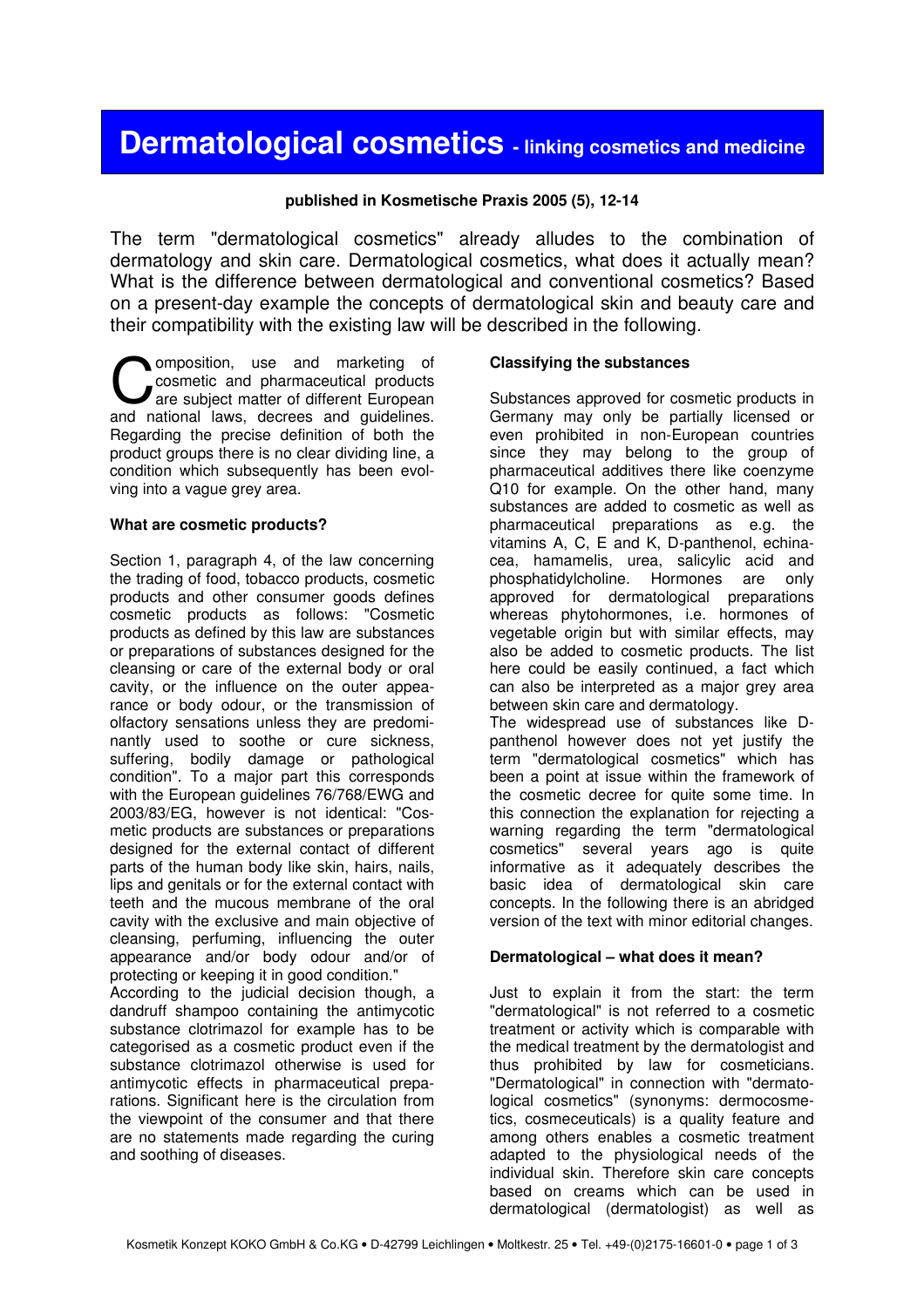# Dermatological cosmetics - linking cosmetics and medicine

**published in Kosmetische Praxis 2005 (5), 12-14**

The term "dermatological cosmetics" already alludes to the combination of dermatology and skin care. Dermatological cosmetics, what does it actually mean? What is the difference between dermatological and conventional cosmetics? Based on a present-day example the concepts of dermatological skin and beauty care and their compatibility with the existing law will be described in the following.

Composition, use and marketing of cosmetic and pharmaceutical products are subject matter of different European and national laws, decrees and guidelines. Regarding the precise definition of both the product groups there is no clear dividing line, a condition which subsequently has been evolving into a vague grey area.

### What are cosmetic products?

Section 1, paragraph 4, of the law concerning the trading of food, tobacco products, cosmetic products and other consumer goods defines cosmetic products as follows: "Cosmetic products as defined by this law are substances or preparations of substances designed for the cleansing or care of the external body or oral cavity, or the influence on the outer appearance or body odour, or the transmission of olfactory sensations unless they are predominantly used to soothe or cure sickness, suffering, bodily damage or pathological condition". To a major part this corresponds with the European guidelines 76/768/EWG and 2003/83/EG, however is not identical: "Cosmetic products are substances or preparations designed for the external contact of different parts of the human body like skin, hairs, nails, lips and genitals or for the external contact with teeth and the mucous membrane of the oral cavity with the exclusive and main objective of cleansing, perfuming, influencing the outer appearance and/or body odour and/or of protecting or keeping it in good condition."

According to the judicial decision though, a dandruff shampoo containing the antimycotic substance clotrimazol for example has to be categorised as a cosmetic product even if the substance clotrimazol otherwise is used for antimycotic effects in pharmaceutical preparations. Significant here is the circulation from the viewpoint of the consumer and that there are no statements made regarding the curing and soothing of diseases.

### Classifying the substances

Substances approved for cosmetic products in Germany may only be partially licensed or even prohibited in non-European countries since they may belong to the group of pharmaceutical additives there like coenzyme Q10 for example. On the other hand, many substances are added to cosmetic as well as pharmaceutical preparations as e.g. the vitamins A, C, E and K, D-panthenol, echinacea, hamamelis, urea, salicylic acid and phosphatidylcholine. Hormones are only approved for dermatological preparations whereas phytohormones, i.e. hormones of vegetable origin but with similar effects, may also be added to cosmetic products. The list here could be easily continued, a fact which can also be interpreted as a major grey area between skin care and dermatology.

The widespread use of substances like D-panthenol however does not yet justify the term "dermatological cosmetics" which has been a point at issue within the framework of the cosmetic decree for quite some time. In this connection the explanation for rejecting a warning regarding the term "dermatological cosmetics" several years ago is quite informative as it adequately describes the basic idea of dermatological skin care concepts. In the following there is an abridged version of the text with minor editorial changes.

### Dermatological – what does it mean?

Just to explain it from the start: the term "dermatological" is not referred to a cosmetic treatment or activity which is comparable with the medical treatment by the dermatologist and thus prohibited by law for cosmeticians. "Dermatological" in connection with "dermatological cosmetics" (synonyms: dermocosmetics, cosmeceuticals) is a quality feature and among others enables a cosmetic treatment adapted to the physiological needs of the individual skin. Therefore skin care concepts based on creams which can be used in dermatological (dermatologist) as well as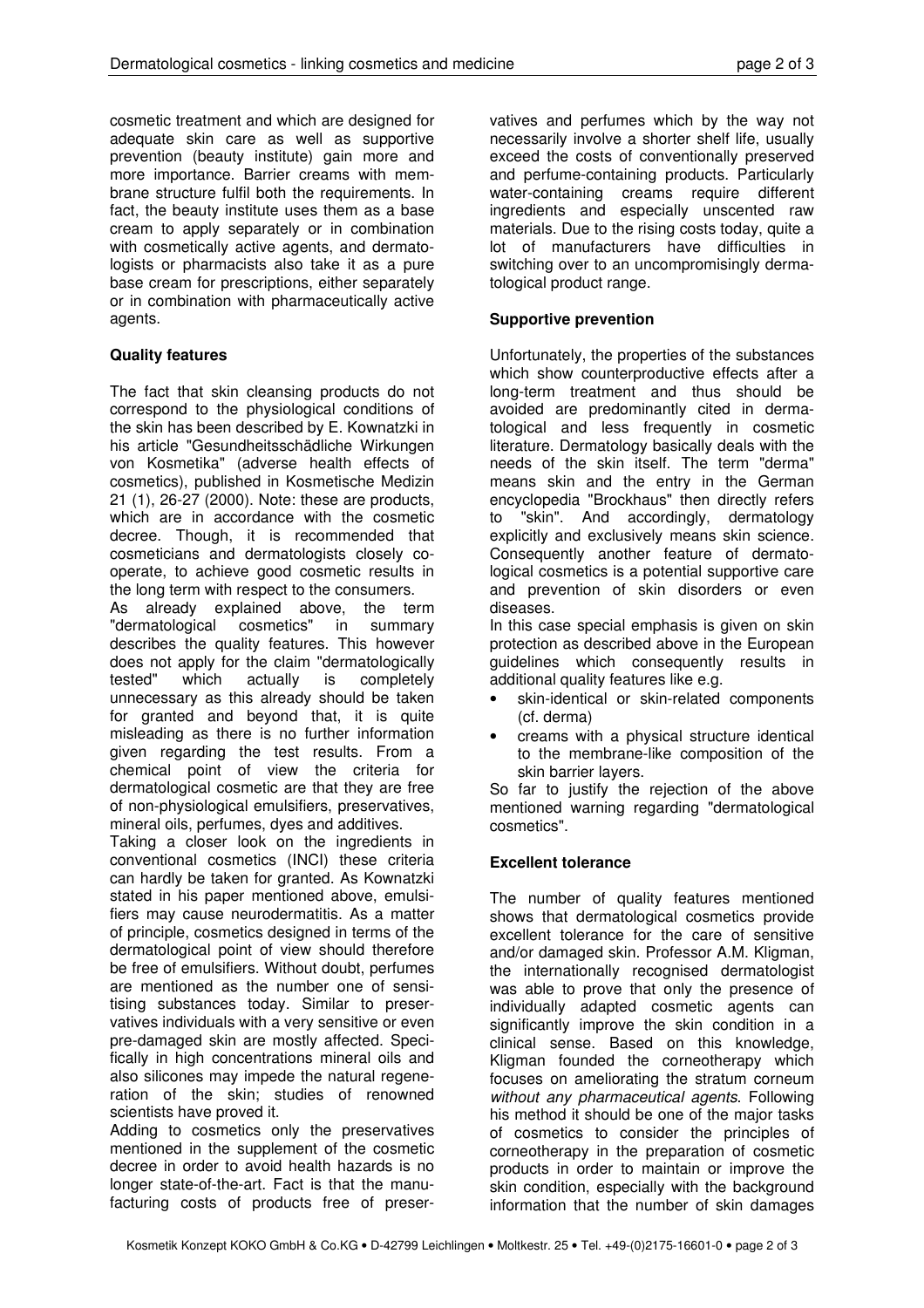cosmetic treatment and which are designed for adequate skin care as well as supportive prevention (beauty institute) gain more and more importance. Barrier creams with membrane structure fulfil both the requirements. In fact, the beauty institute uses them as a base cream to apply separately or in combination with cosmetically active agents, and dermatologists or pharmacists also take it as a pure base cream for prescriptions, either separately or in combination with pharmaceutically active agents.

**Quality features**

The fact that skin cleansing products do not correspond to the physiological conditions of the skin has been described by E. Kownatzki in his article "Gesundheitsschädliche Wirkungen von Kosmetika" (adverse health effects of cosmetics), published in Kosmetische Medizin 21 (1), 26-27 (2000). Note: these are products, which are in accordance with the cosmetic decree. Though, it is recommended that cosmeticians and dermatologists closely co-operate, to achieve good cosmetic results in the long term with respect to the consumers.

As already explained above, the term "dermatological cosmetics" in summary describes the quality features. This however does not apply for the claim "dermatologically tested" which actually is completely unnecessary as this already should be taken for granted and beyond that, it is quite misleading as there is no further information given regarding the test results. From a chemical point of view the criteria for dermatological cosmetic are that they are free of non-physiological emulsifiers, preservatives, mineral oils, perfumes, dyes and additives.

Taking a closer look on the ingredients in conventional cosmetics (INCI) these criteria can hardly be taken for granted. As Kownatzki stated in his paper mentioned above, emulsifiers may cause neurodermatitis. As a matter of principle, cosmetics designed in terms of the dermatological point of view should therefore be free of emulsifiers. Without doubt, perfumes are mentioned as the number one of sensitising substances today. Similar to preservatives individuals with a very sensitive or even pre-damaged skin are mostly affected. Specifically in high concentrations mineral oils and also silicones may impede the natural regeneration of the skin; studies of renowned scientists have proved it.

Adding to cosmetics only the preservatives mentioned in the supplement of the cosmetic decree in order to avoid health hazards is no longer state-of-the-art. Fact is that the manufacturing costs of products free of preservatives and perfumes which by the way not necessarily involve a shorter shelf life, usually exceed the costs of conventionally preserved and perfume-containing products. Particularly water-containing creams require different ingredients and especially unscented raw materials. Due to the rising costs today, quite a lot of manufacturers have difficulties in switching over to an uncompromisingly dermatological product range.

**Supportive prevention**

Unfortunately, the properties of the substances which show counterproductive effects after a long-term treatment and thus should be avoided are predominantly cited in dermatological and less frequently in cosmetic literature. Dermatology basically deals with the needs of the skin itself. The term "derma" means skin and the entry in the German encyclopedia "Brockhaus" then directly refers to "skin". And accordingly, dermatology explicitly and exclusively means skin science. Consequently another feature of dermatological cosmetics is a potential supportive care and prevention of skin disorders or even diseases.

In this case special emphasis is given on skin protection as described above in the European guidelines which consequently results in additional quality features like e.g.

- skin-identical or skin-related components (cf. derma)
- creams with a physical structure identical to the membrane-like composition of the skin barrier layers.

So far to justify the rejection of the above mentioned warning regarding "dermatological cosmetics".

**Excellent tolerance**

The number of quality features mentioned shows that dermatological cosmetics provide excellent tolerance for the care of sensitive and/or damaged skin. Professor A.M. Kligman, the internationally recognised dermatologist was able to prove that only the presence of individually adapted cosmetic agents can significantly improve the skin condition in a clinical sense. Based on this knowledge, Kligman founded the corneotherapy which focuses on ameliorating the stratum corneum *without any pharmaceutical agents*. Following his method it should be one of the major tasks of cosmetics to consider the principles of corneotherapy in the preparation of cosmetic products in order to maintain or improve the skin condition, especially with the background information that the number of skin damages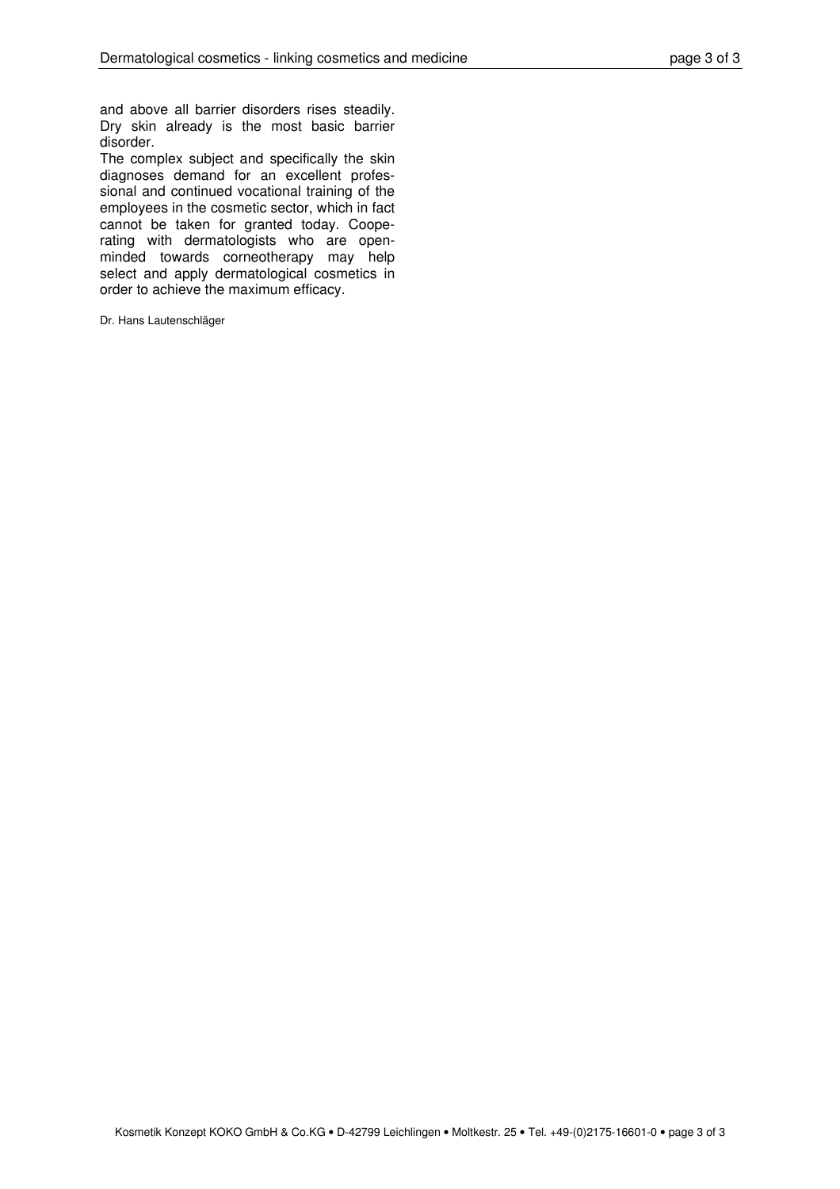and above all barrier disorders rises steadily. Dry skin already is the most basic barrier disorder.

The complex subject and specifically the skin diagnoses demand for an excellent professional and continued vocational training of the employees in the cosmetic sector, which in fact cannot be taken for granted today. Cooperating with dermatologists who are open-minded towards corneotherapy may help select and apply dermatological cosmetics in order to achieve the maximum efficacy.

Dr. Hans Lautenschläger